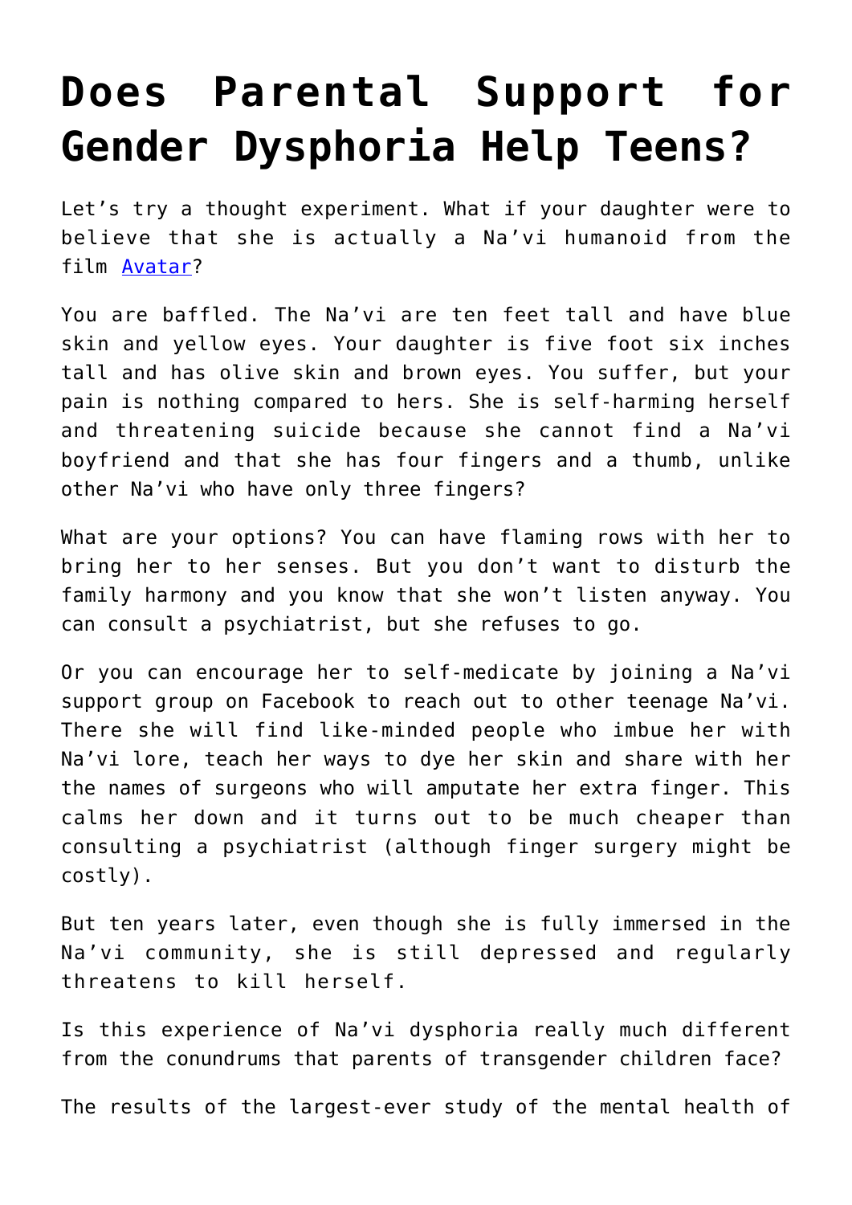# Does Parental Support for Gender Dysphoria Help Teens?

Let's try a thought experiment. What if your daughter were to believe that she is actually a Na'vi humanoid from the film [Avatar]?

You are baffled. The Na'vi are ten feet tall and have blue skin and yellow eyes. Your daughter is five foot six inches tall and has olive skin and brown eyes. You suffer, but your pain is nothing compared to hers. She is self-harming herself and threatening suicide because she cannot find a Na'vi boyfriend and that she has four fingers and a thumb, unlike other Na'vi who have only three fingers?

What are your options? You can have flaming rows with her to bring her to her senses. But you don't want to disturb the family harmony and you know that she won't listen anyway. You can consult a psychiatrist, but she refuses to go.

Or you can encourage her to self-medicate by joining a Na'vi support group on Facebook to reach out to other teenage Na'vi. There she will find like-minded people who imbue her with Na'vi lore, teach her ways to dye her skin and share with her the names of surgeons who will amputate her extra finger. This calms her down and it turns out to be much cheaper than consulting a psychiatrist (although finger surgery might be costly).

But ten years later, even though she is fully immersed in the Na'vi community, she is still depressed and regularly threatens to kill herself.

Is this experience of Na'vi dysphoria really much different from the conundrums that parents of transgender children face?

The results of the largest-ever study of the mental health of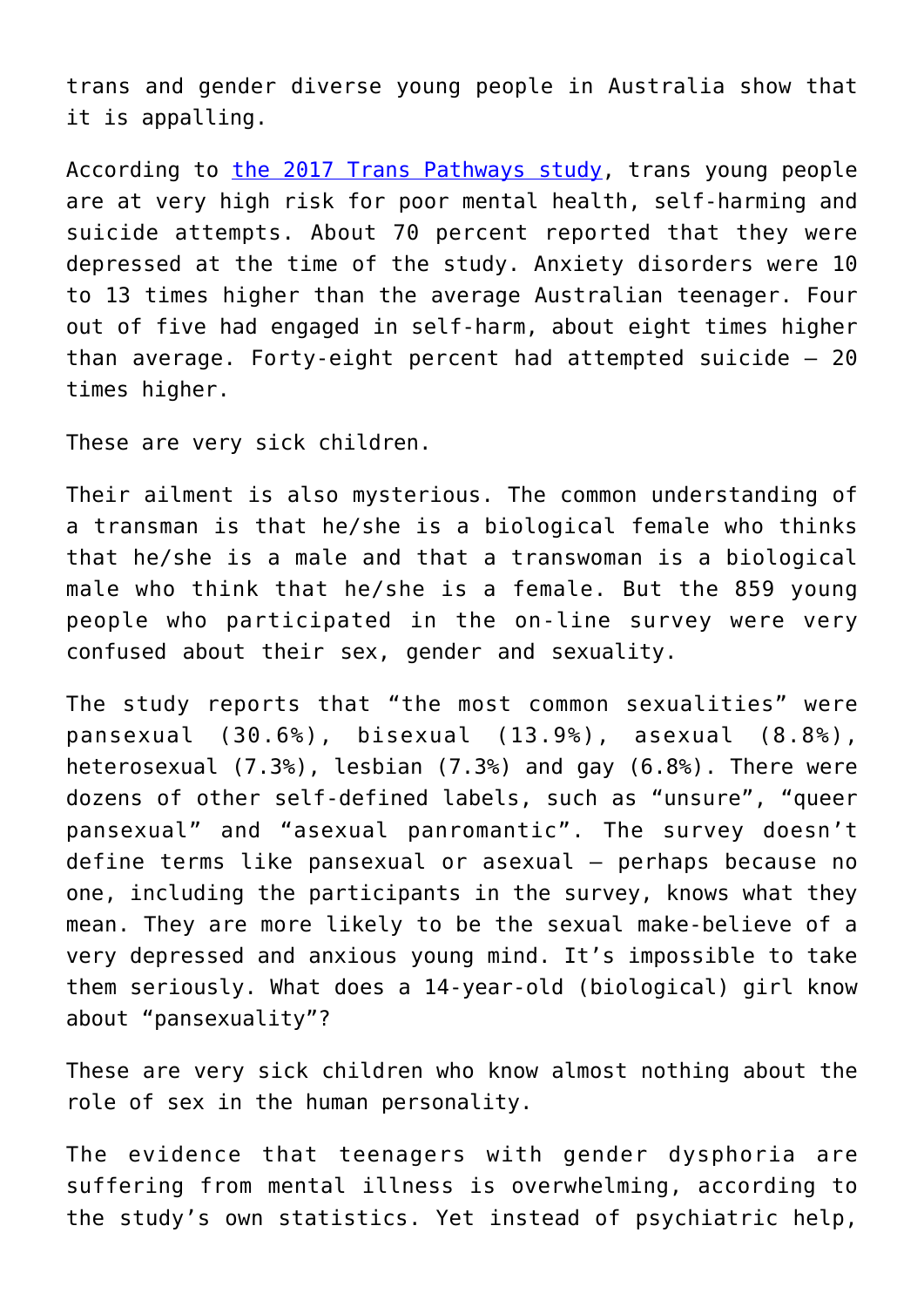trans and gender diverse young people in Australia show that it is appalling.

According to [the 2017 Trans Pathways study](), trans young people are at very high risk for poor mental health, self-harming and suicide attempts. About 70 percent reported that they were depressed at the time of the study. Anxiety disorders were 10 to 13 times higher than the average Australian teenager. Four out of five had engaged in self-harm, about eight times higher than average. Forty-eight percent had attempted suicide – 20 times higher.

These are very sick children.

Their ailment is also mysterious. The common understanding of a transman is that he/she is a biological female who thinks that he/she is a male and that a transwoman is a biological male who think that he/she is a female. But the 859 young people who participated in the on-line survey were very confused about their sex, gender and sexuality.

The study reports that "the most common sexualities" were pansexual (30.6%), bisexual (13.9%), asexual (8.8%), heterosexual (7.3%), lesbian (7.3%) and gay (6.8%). There were dozens of other self-defined labels, such as "unsure", "queer pansexual" and "asexual panromantic". The survey doesn't define terms like pansexual or asexual – perhaps because no one, including the participants in the survey, knows what they mean. They are more likely to be the sexual make-believe of a very depressed and anxious young mind. It's impossible to take them seriously. What does a 14-year-old (biological) girl know about "pansexuality"?

These are very sick children who know almost nothing about the role of sex in the human personality.

The evidence that teenagers with gender dysphoria are suffering from mental illness is overwhelming, according to the study's own statistics. Yet instead of psychiatric help,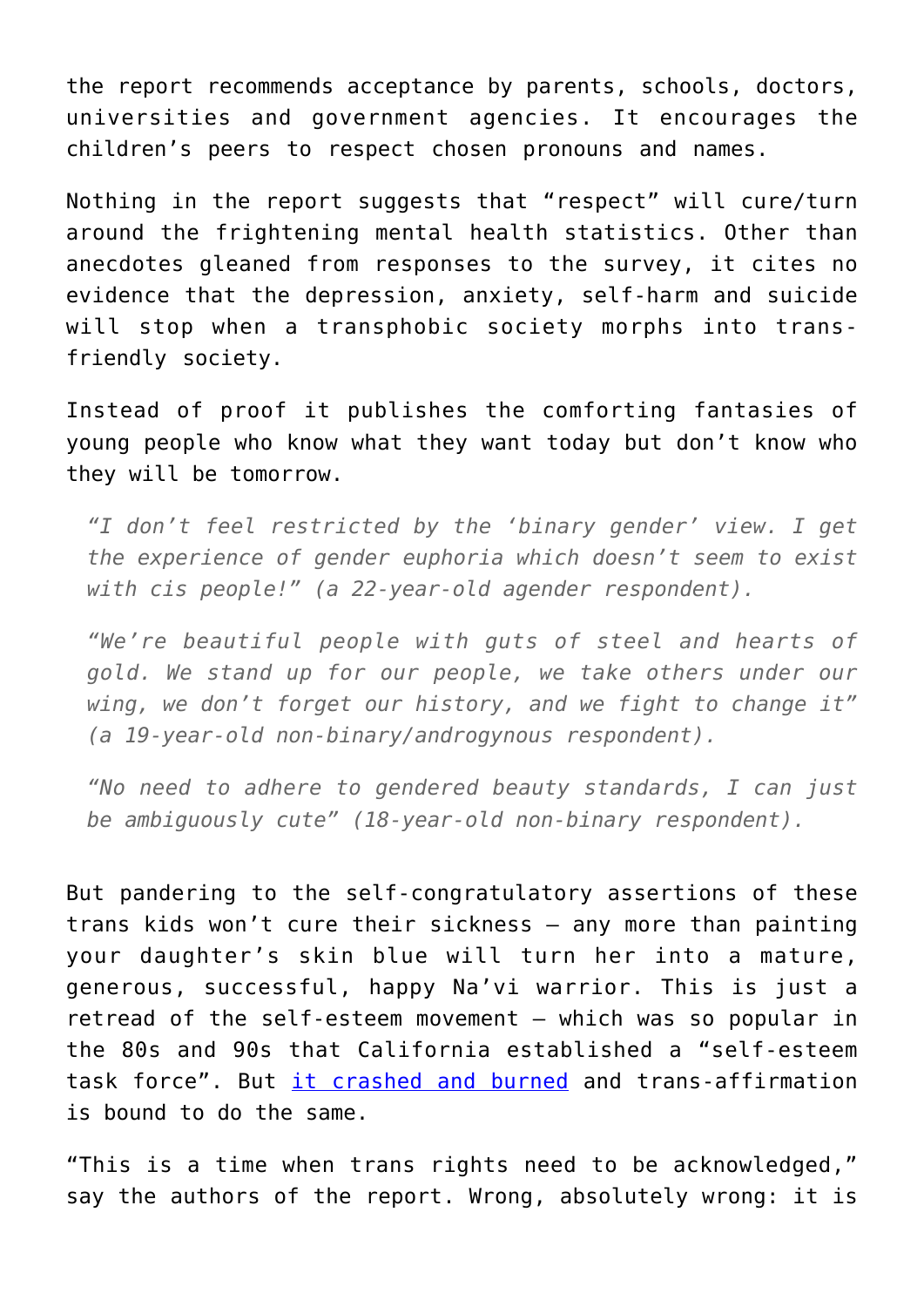the report recommends acceptance by parents, schools, doctors, universities and government agencies. It encourages the children's peers to respect chosen pronouns and names.

Nothing in the report suggests that "respect" will cure/turn around the frightening mental health statistics. Other than anecdotes gleaned from responses to the survey, it cites no evidence that the depression, anxiety, self-harm and suicide will stop when a transphobic society morphs into trans-friendly society.

Instead of proof it publishes the comforting fantasies of young people who know what they want today but don't know who they will be tomorrow.

> *"I don't feel restricted by the 'binary gender' view. I get the experience of gender euphoria which doesn't seem to exist with cis people!" (a 22-year-old agender respondent).*
>
> *"We're beautiful people with guts of steel and hearts of gold. We stand up for our people, we take others under our wing, we don't forget our history, and we fight to change it" (a 19-year-old non-binary/androgynous respondent).*
>
> *"No need to adhere to gendered beauty standards, I can just be ambiguously cute" (18-year-old non-binary respondent).*

But pandering to the self-congratulatory assertions of these trans kids won't cure their sickness – any more than painting your daughter's skin blue will turn her into a mature, generous, successful, happy Na'vi warrior. This is just a retread of the self-esteem movement – which was so popular in the 80s and 90s that California established a "self-esteem task force". But it crashed and burned and trans-affirmation is bound to do the same.

"This is a time when trans rights need to be acknowledged," say the authors of the report. Wrong, absolutely wrong: it is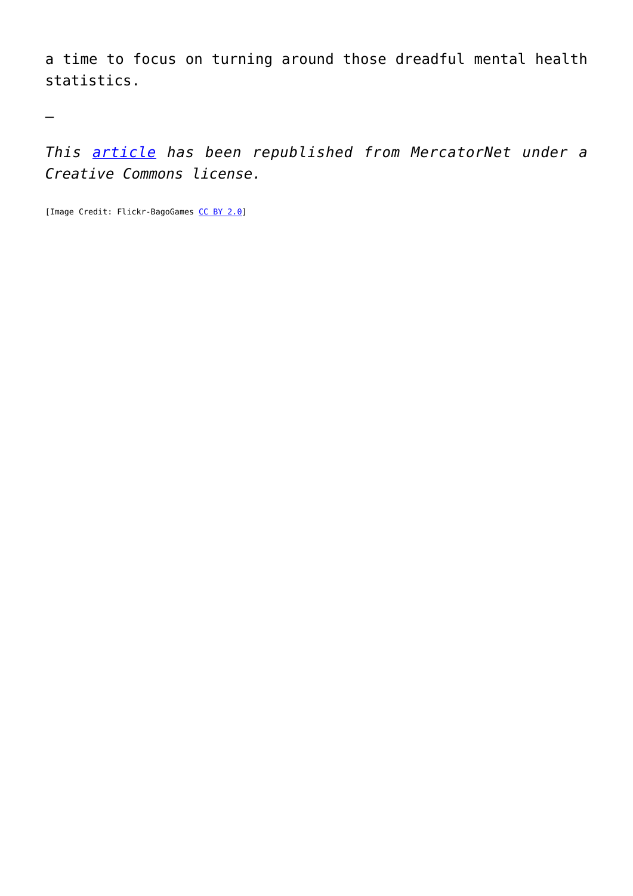a time to focus on turning around those dreadful mental health statistics.

—

*This [article](#) has been republished from MercatorNet under a Creative Commons license.*

[Image Credit: Flickr-BagoGames [CC BY 2.0](#)]